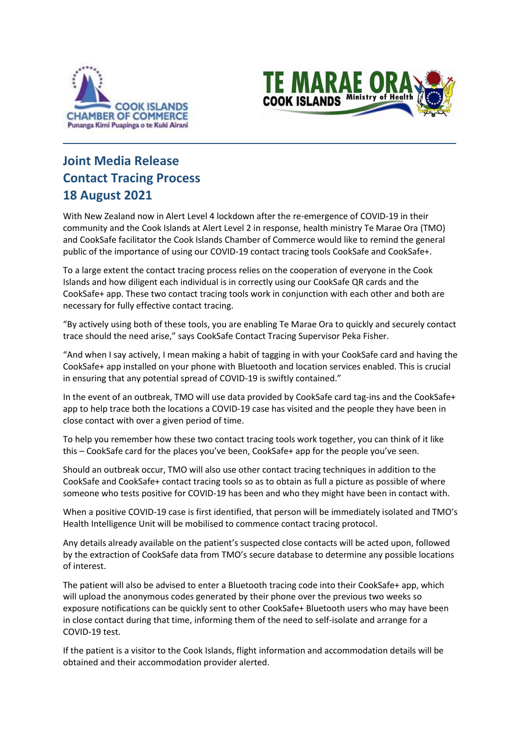COOK ISLANDS CHAMBER OF COMMERCE
Punanga Kimi Puapinga o te Kuki Airani

TE MARAE ORA COOK ISLANDS Ministry of Health

# Joint Media Release
# Contact Tracing Process
# 18 August 2021

With New Zealand now in Alert Level 4 lockdown after the re-emergence of COVID-19 in their community and the Cook Islands at Alert Level 2 in response, health ministry Te Marae Ora (TMO) and CookSafe facilitator the Cook Islands Chamber of Commerce would like to remind the general public of the importance of using our COVID-19 contact tracing tools CookSafe and CookSafe+.

To a large extent the contact tracing process relies on the cooperation of everyone in the Cook Islands and how diligent each individual is in correctly using our CookSafe QR cards and the CookSafe+ app. These two contact tracing tools work in conjunction with each other and both are necessary for fully effective contact tracing.

"By actively using both of these tools, you are enabling Te Marae Ora to quickly and securely contact trace should the need arise," says CookSafe Contact Tracing Supervisor Peka Fisher.

"And when I say actively, I mean making a habit of tagging in with your CookSafe card and having the CookSafe+ app installed on your phone with Bluetooth and location services enabled. This is crucial in ensuring that any potential spread of COVID-19 is swiftly contained."

In the event of an outbreak, TMO will use data provided by CookSafe card tag-ins and the CookSafe+ app to help trace both the locations a COVID-19 case has visited and the people they have been in close contact with over a given period of time.

To help you remember how these two contact tracing tools work together, you can think of it like this – CookSafe card for the places you've been, CookSafe+ app for the people you've seen.

Should an outbreak occur, TMO will also use other contact tracing techniques in addition to the CookSafe and CookSafe+ contact tracing tools so as to obtain as full a picture as possible of where someone who tests positive for COVID-19 has been and who they might have been in contact with.

When a positive COVID-19 case is first identified, that person will be immediately isolated and TMO's Health Intelligence Unit will be mobilised to commence contact tracing protocol.

Any details already available on the patient's suspected close contacts will be acted upon, followed by the extraction of CookSafe data from TMO's secure database to determine any possible locations of interest.

The patient will also be advised to enter a Bluetooth tracing code into their CookSafe+ app, which will upload the anonymous codes generated by their phone over the previous two weeks so exposure notifications can be quickly sent to other CookSafe+ Bluetooth users who may have been in close contact during that time, informing them of the need to self-isolate and arrange for a COVID-19 test.

If the patient is a visitor to the Cook Islands, flight information and accommodation details will be obtained and their accommodation provider alerted.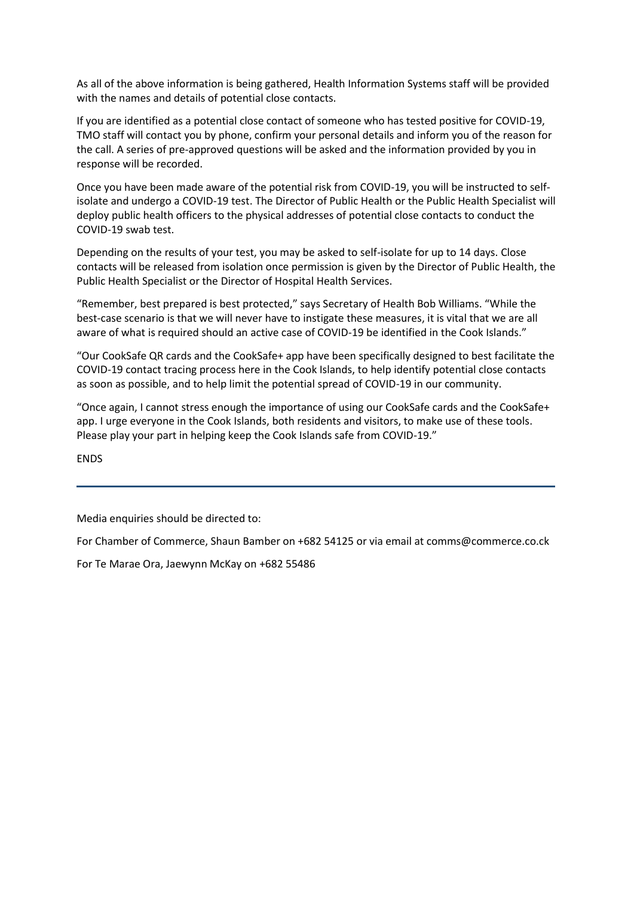As all of the above information is being gathered, Health Information Systems staff will be provided with the names and details of potential close contacts.

If you are identified as a potential close contact of someone who has tested positive for COVID-19, TMO staff will contact you by phone, confirm your personal details and inform you of the reason for the call. A series of pre-approved questions will be asked and the information provided by you in response will be recorded.

Once you have been made aware of the potential risk from COVID-19, you will be instructed to self-isolate and undergo a COVID-19 test. The Director of Public Health or the Public Health Specialist will deploy public health officers to the physical addresses of potential close contacts to conduct the COVID-19 swab test.

Depending on the results of your test, you may be asked to self-isolate for up to 14 days. Close contacts will be released from isolation once permission is given by the Director of Public Health, the Public Health Specialist or the Director of Hospital Health Services.

"Remember, best prepared is best protected," says Secretary of Health Bob Williams. "While the best-case scenario is that we will never have to instigate these measures, it is vital that we are all aware of what is required should an active case of COVID-19 be identified in the Cook Islands."

"Our CookSafe QR cards and the CookSafe+ app have been specifically designed to best facilitate the COVID-19 contact tracing process here in the Cook Islands, to help identify potential close contacts as soon as possible, and to help limit the potential spread of COVID-19 in our community.

"Once again, I cannot stress enough the importance of using our CookSafe cards and the CookSafe+ app. I urge everyone in the Cook Islands, both residents and visitors, to make use of these tools. Please play your part in helping keep the Cook Islands safe from COVID-19."

ENDS

---

Media enquiries should be directed to:

For Chamber of Commerce, Shaun Bamber on +682 54125 or via email at comms@commerce.co.ck

For Te Marae Ora, Jaewynn McKay on +682 55486